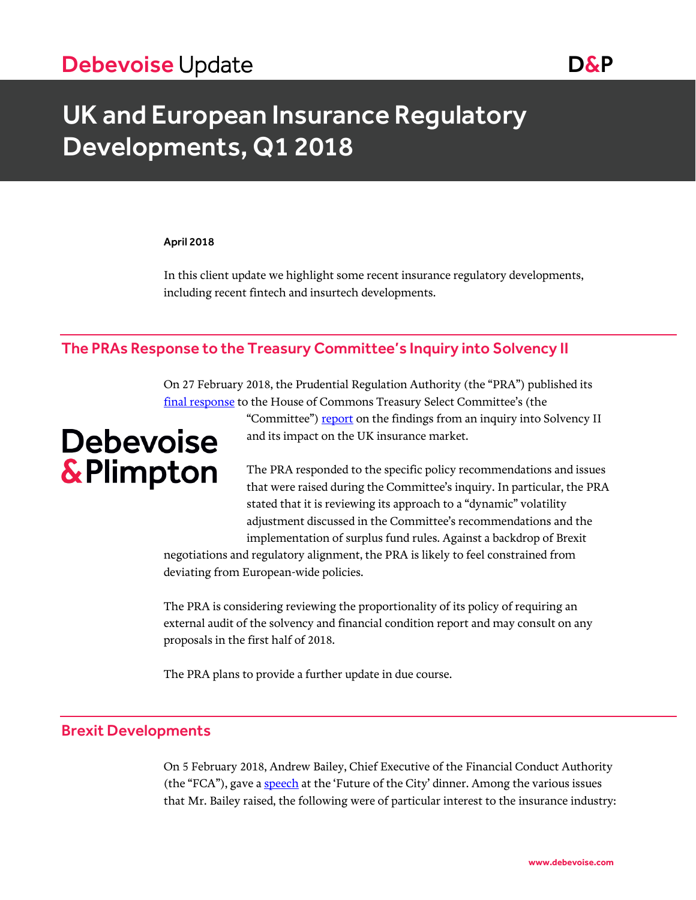Debevoise Update

# UK and European Insurance Regulatory Developments, Q1 2018

**April 2018**

In this client update we highlight some recent insurance regulatory developments, including recent fintech and insurtech developments.

## The PRAs Response to the Treasury Committee's Inquiry into Solvency II

On 27 February 2018, the Prudential Regulation Authority (the "PRA") published its final response to the House of Commons Treasury Select Committee's (the "Committee") report on the findings from an inquiry into Solvency II and its impact on the UK insurance market.

The PRA responded to the specific policy recommendations and issues that were raised during the Committee's inquiry. In particular, the PRA stated that it is reviewing its approach to a "dynamic" volatility adjustment discussed in the Committee's recommendations and the implementation of surplus fund rules. Against a backdrop of Brexit negotiations and regulatory alignment, the PRA is likely to feel constrained from deviating from European-wide policies.

The PRA is considering reviewing the proportionality of its policy of requiring an external audit of the solvency and financial condition report and may consult on any proposals in the first half of 2018.

The PRA plans to provide a further update in due course.

## Brexit Developments

On 5 February 2018, Andrew Bailey, Chief Executive of the Financial Conduct Authority (the "FCA"), gave a speech at the 'Future of the City' dinner. Among the various issues that Mr. Bailey raised, the following were of particular interest to the insurance industry: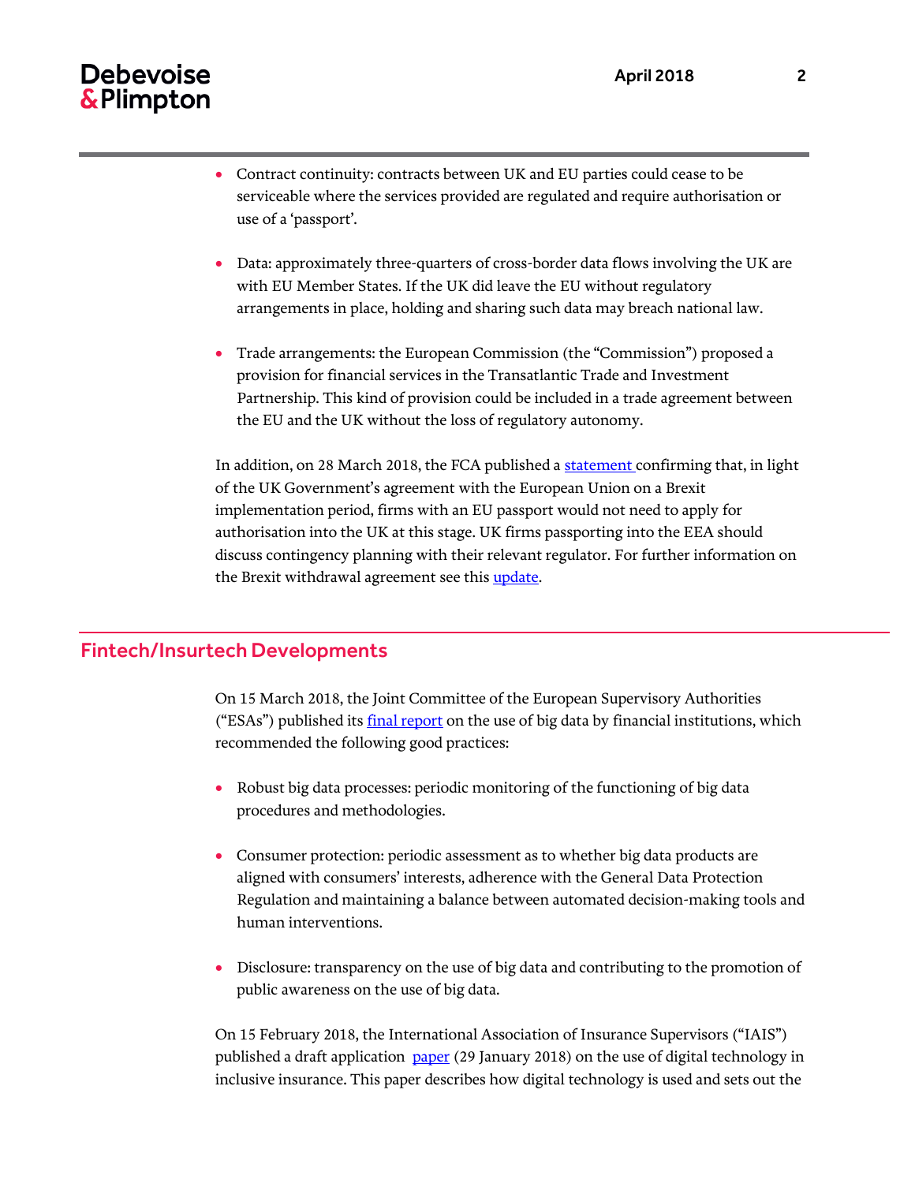- Contract continuity: contracts between UK and EU parties could cease to be serviceable where the services provided are regulated and require authorisation or use of a 'passport'.

- Data: approximately three-quarters of cross-border data flows involving the UK are with EU Member States. If the UK did leave the EU without regulatory arrangements in place, holding and sharing such data may breach national law.

- Trade arrangements: the European Commission (the "Commission") proposed a provision for financial services in the Transatlantic Trade and Investment Partnership. This kind of provision could be included in a trade agreement between the EU and the UK without the loss of regulatory autonomy.

In addition, on 28 March 2018, the FCA published a statement confirming that, in light of the UK Government's agreement with the European Union on a Brexit implementation period, firms with an EU passport would not need to apply for authorisation into the UK at this stage. UK firms passporting into the EEA should discuss contingency planning with their relevant regulator. For further information on the Brexit withdrawal agreement see this update.

## Fintech/Insurtech Developments

On 15 March 2018, the Joint Committee of the European Supervisory Authorities ("ESAs") published its final report on the use of big data by financial institutions, which recommended the following good practices:

- Robust big data processes: periodic monitoring of the functioning of big data procedures and methodologies.

- Consumer protection: periodic assessment as to whether big data products are aligned with consumers' interests, adherence with the General Data Protection Regulation and maintaining a balance between automated decision-making tools and human interventions.

- Disclosure: transparency on the use of big data and contributing to the promotion of public awareness on the use of big data.

On 15 February 2018, the International Association of Insurance Supervisors ("IAIS") published a draft application paper (29 January 2018) on the use of digital technology in inclusive insurance. This paper describes how digital technology is used and sets out the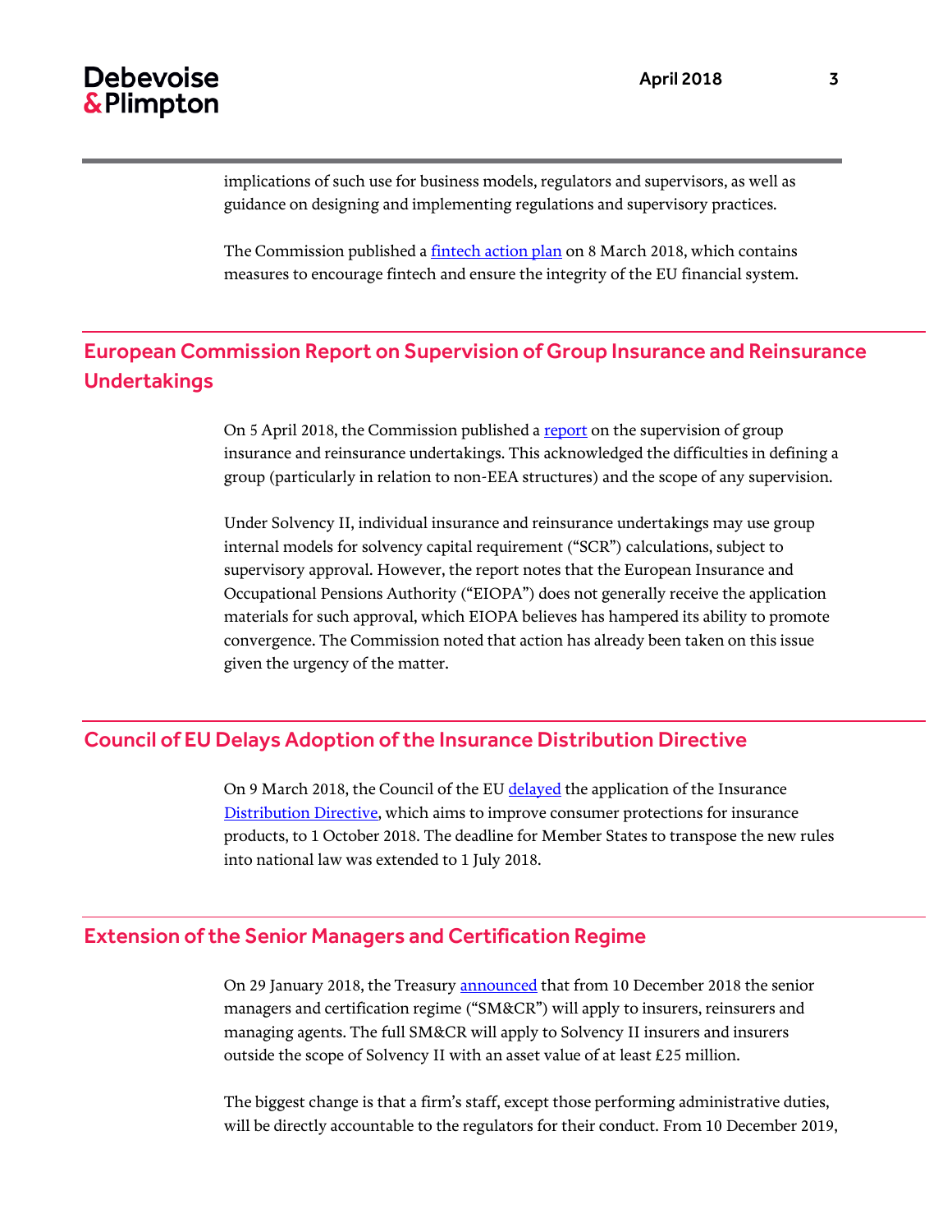implications of such use for business models, regulators and supervisors, as well as guidance on designing and implementing regulations and supervisory practices.

The Commission published a fintech action plan on 8 March 2018, which contains measures to encourage fintech and ensure the integrity of the EU financial system.

## European Commission Report on Supervision of Group Insurance and Reinsurance Undertakings

On 5 April 2018, the Commission published a report on the supervision of group insurance and reinsurance undertakings. This acknowledged the difficulties in defining a group (particularly in relation to non-EEA structures) and the scope of any supervision.

Under Solvency II, individual insurance and reinsurance undertakings may use group internal models for solvency capital requirement ("SCR") calculations, subject to supervisory approval. However, the report notes that the European Insurance and Occupational Pensions Authority ("EIOPA") does not generally receive the application materials for such approval, which EIOPA believes has hampered its ability to promote convergence. The Commission noted that action has already been taken on this issue given the urgency of the matter.

## Council of EU Delays Adoption of the Insurance Distribution Directive

On 9 March 2018, the Council of the EU delayed the application of the Insurance Distribution Directive, which aims to improve consumer protections for insurance products, to 1 October 2018. The deadline for Member States to transpose the new rules into national law was extended to 1 July 2018.

## Extension of the Senior Managers and Certification Regime

On 29 January 2018, the Treasury announced that from 10 December 2018 the senior managers and certification regime ("SM&CR") will apply to insurers, reinsurers and managing agents. The full SM&CR will apply to Solvency II insurers and insurers outside the scope of Solvency II with an asset value of at least £25 million.

The biggest change is that a firm's staff, except those performing administrative duties, will be directly accountable to the regulators for their conduct. From 10 December 2019,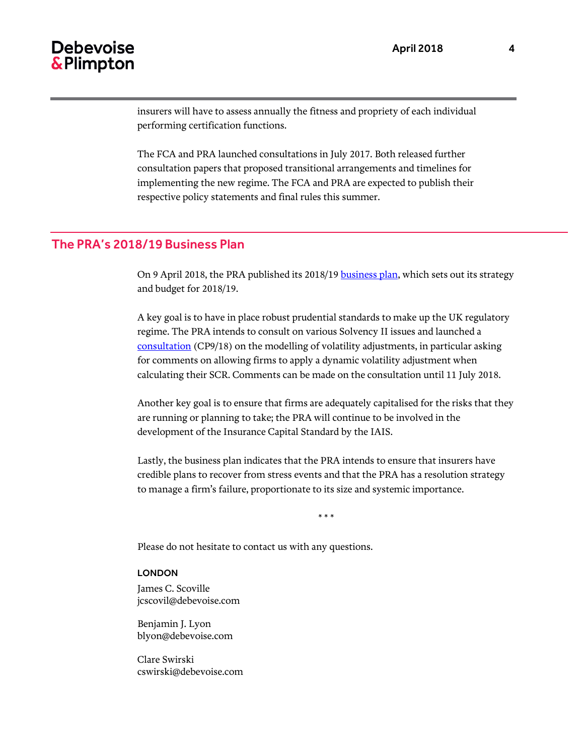insurers will have to assess annually the fitness and propriety of each individual performing certification functions.

The FCA and PRA launched consultations in July 2017. Both released further consultation papers that proposed transitional arrangements and timelines for implementing the new regime. The FCA and PRA are expected to publish their respective policy statements and final rules this summer.

## The PRA's 2018/19 Business Plan

On 9 April 2018, the PRA published its 2018/19 business plan, which sets out its strategy and budget for 2018/19.

A key goal is to have in place robust prudential standards to make up the UK regulatory regime. The PRA intends to consult on various Solvency II issues and launched a consultation (CP9/18) on the modelling of volatility adjustments, in particular asking for comments on allowing firms to apply a dynamic volatility adjustment when calculating their SCR. Comments can be made on the consultation until 11 July 2018.

Another key goal is to ensure that firms are adequately capitalised for the risks that they are running or planning to take; the PRA will continue to be involved in the development of the Insurance Capital Standard by the IAIS.

Lastly, the business plan indicates that the PRA intends to ensure that insurers have credible plans to recover from stress events and that the PRA has a resolution strategy to manage a firm's failure, proportionate to its size and systemic importance.

* * *

Please do not hesitate to contact us with any questions.

**LONDON**

James C. Scoville
jcscovil@debevoise.com

Benjamin J. Lyon
blyon@debevoise.com

Clare Swirski
cswirski@debevoise.com